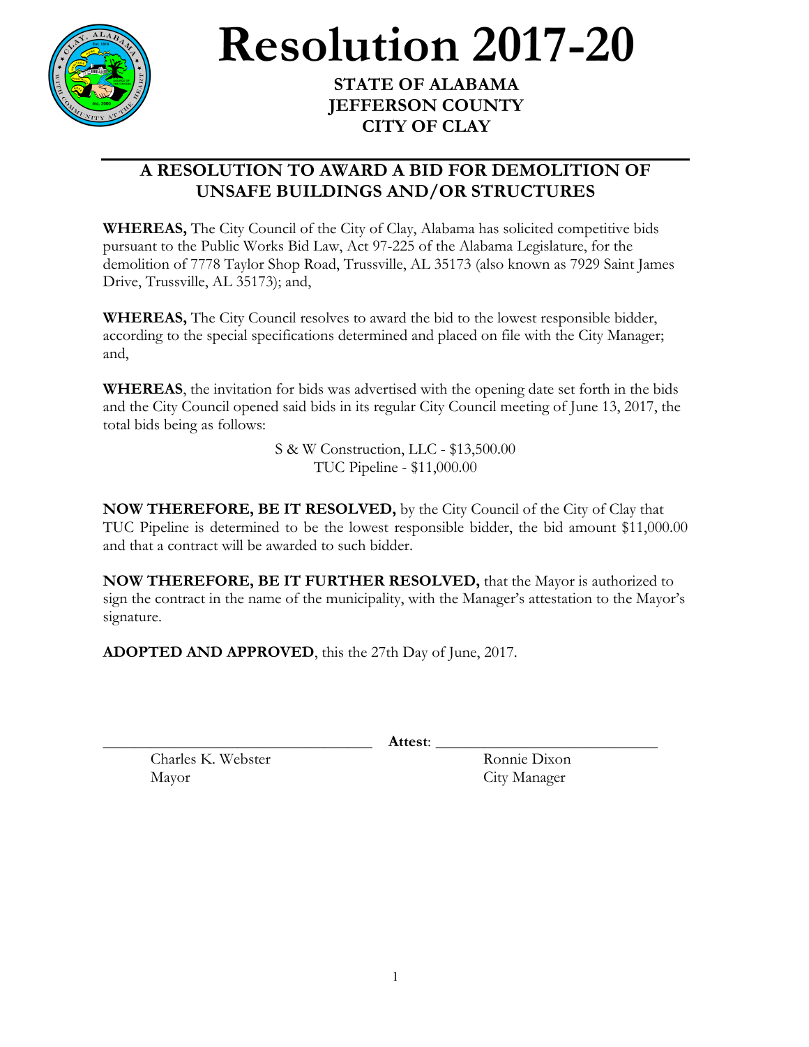# Resolution 2017-20

**STATE OF ALABAMA**
**JEFFERSON COUNTY**
**CITY OF CLAY**

---

## A RESOLUTION TO AWARD A BID FOR DEMOLITION OF UNSAFE BUILDINGS AND/OR STRUCTURES

**WHEREAS,** The City Council of the City of Clay, Alabama has solicited competitive bids pursuant to the Public Works Bid Law, Act 97-225 of the Alabama Legislature, for the demolition of 7778 Taylor Shop Road, Trussville, AL 35173 (also known as 7929 Saint James Drive, Trussville, AL 35173); and,

**WHEREAS,** The City Council resolves to award the bid to the lowest responsible bidder, according to the special specifications determined and placed on file with the City Manager; and,

**WHEREAS**, the invitation for bids was advertised with the opening date set forth in the bids and the City Council opened said bids in its regular City Council meeting of June 13, 2017, the total bids being as follows:

S & W Construction, LLC - $13,500.00
TUC Pipeline - $11,000.00

**NOW THEREFORE, BE IT RESOLVED,** by the City Council of the City of Clay that TUC Pipeline is determined to be the lowest responsible bidder, the bid amount $11,000.00 and that a contract will be awarded to such bidder.

**NOW THEREFORE, BE IT FURTHER RESOLVED,** that the Mayor is authorized to sign the contract in the name of the municipality, with the Manager's attestation to the Mayor's signature.

**ADOPTED AND APPROVED**, this the 27th Day of June, 2017.

\_\_\_\_\_\_\_\_\_\_\_\_\_\_\_\_\_\_\_\_\_\_\_\_\_\_\_\_\_\_\_\_\_\_ **Attest**: \_\_\_\_\_\_\_\_\_\_\_\_\_\_\_\_\_\_\_\_\_\_\_\_\_\_\_\_

Charles K. Webster
Mayor

Ronnie Dixon
City Manager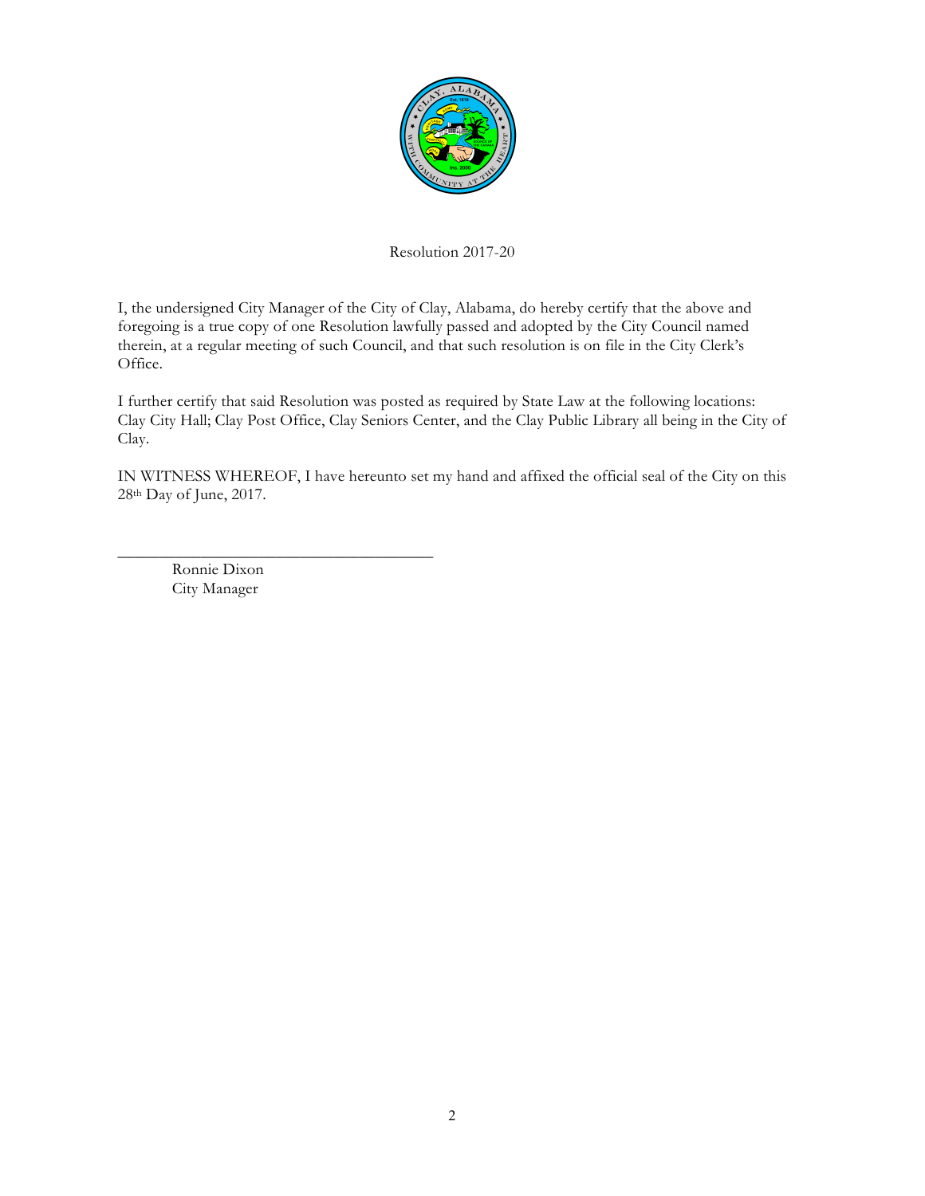Resolution 2017-20

I, the undersigned City Manager of the City of Clay, Alabama, do hereby certify that the above and foregoing is a true copy of one Resolution lawfully passed and adopted by the City Council named therein, at a regular meeting of such Council, and that such resolution is on file in the City Clerk's Office.

I further certify that said Resolution was posted as required by State Law at the following locations: Clay City Hall; Clay Post Office, Clay Seniors Center, and the Clay Public Library all being in the City of Clay.

IN WITNESS WHEREOF, I have hereunto set my hand and affixed the official seal of the City on this 28th Day of June, 2017.

\_\_\_\_\_\_\_\_\_\_\_\_\_\_\_\_\_\_\_\_\_\_\_\_\_\_\_\_\_\_\_\_\_\_\_\_\_\_\_\_

Ronnie Dixon
City Manager